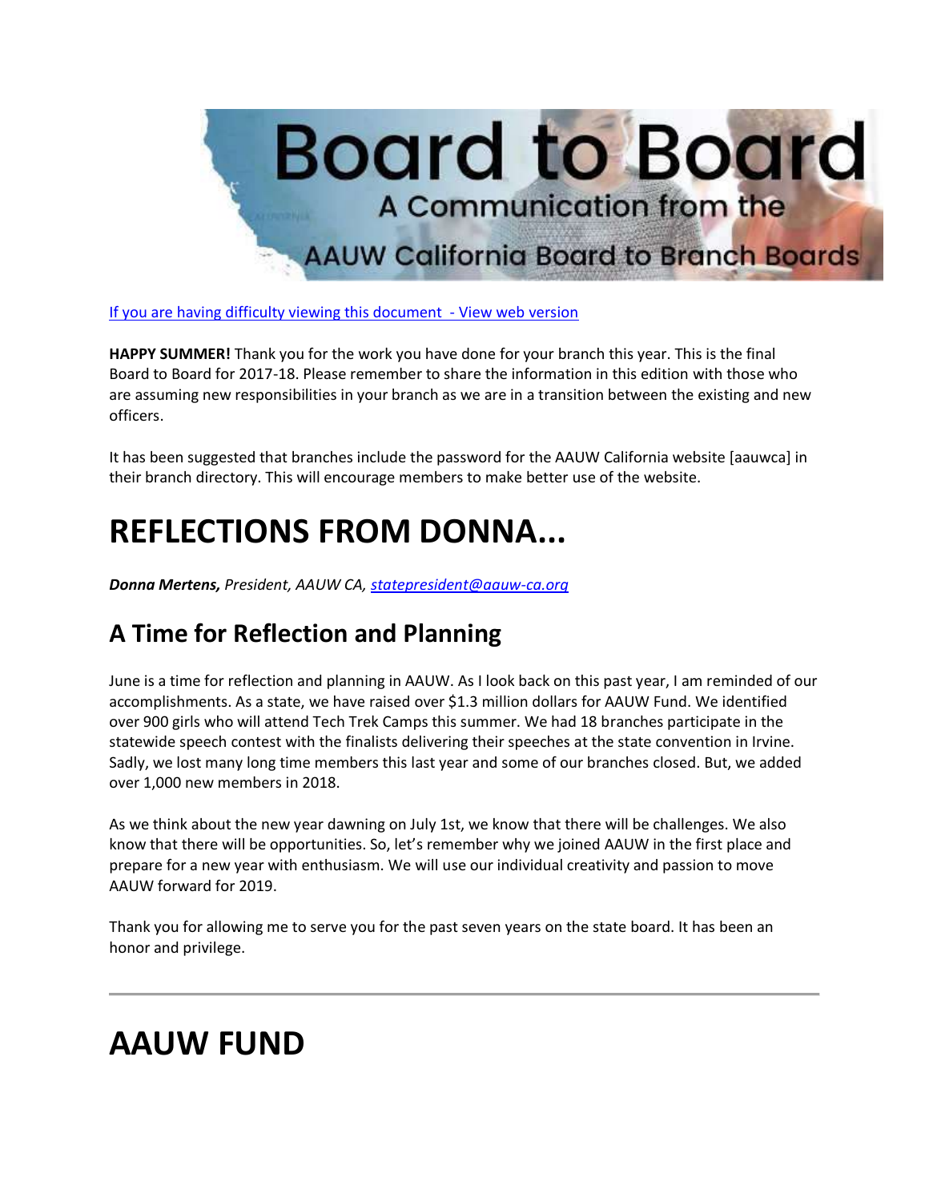# Board to Board

A Communication from the

AAUW California Board to Branch Boards

[If you are having difficulty viewing this document - View web version]

**HAPPY SUMMER!** Thank you for the work you have done for your branch this year. This is the final Board to Board for 2017-18. Please remember to share the information in this edition with those who are assuming new responsibilities in your branch as we are in a transition between the existing and new officers.

It has been suggested that branches include the password for the AAUW California website [aauwca] in their branch directory. This will encourage members to make better use of the website.

# REFLECTIONS FROM DONNA...

***Donna Mertens,*** *President, AAUW CA, statepresident@aauw-ca.org*

## A Time for Reflection and Planning

June is a time for reflection and planning in AAUW. As I look back on this past year, I am reminded of our accomplishments. As a state, we have raised over $1.3 million dollars for AAUW Fund. We identified over 900 girls who will attend Tech Trek Camps this summer. We had 18 branches participate in the statewide speech contest with the finalists delivering their speeches at the state convention in Irvine. Sadly, we lost many long time members this last year and some of our branches closed. But, we added over 1,000 new members in 2018.

As we think about the new year dawning on July 1st, we know that there will be challenges. We also know that there will be opportunities. So, let's remember why we joined AAUW in the first place and prepare for a new year with enthusiasm. We will use our individual creativity and passion to move AAUW forward for 2019.

Thank you for allowing me to serve you for the past seven years on the state board. It has been an honor and privilege.

---

# AAUW FUND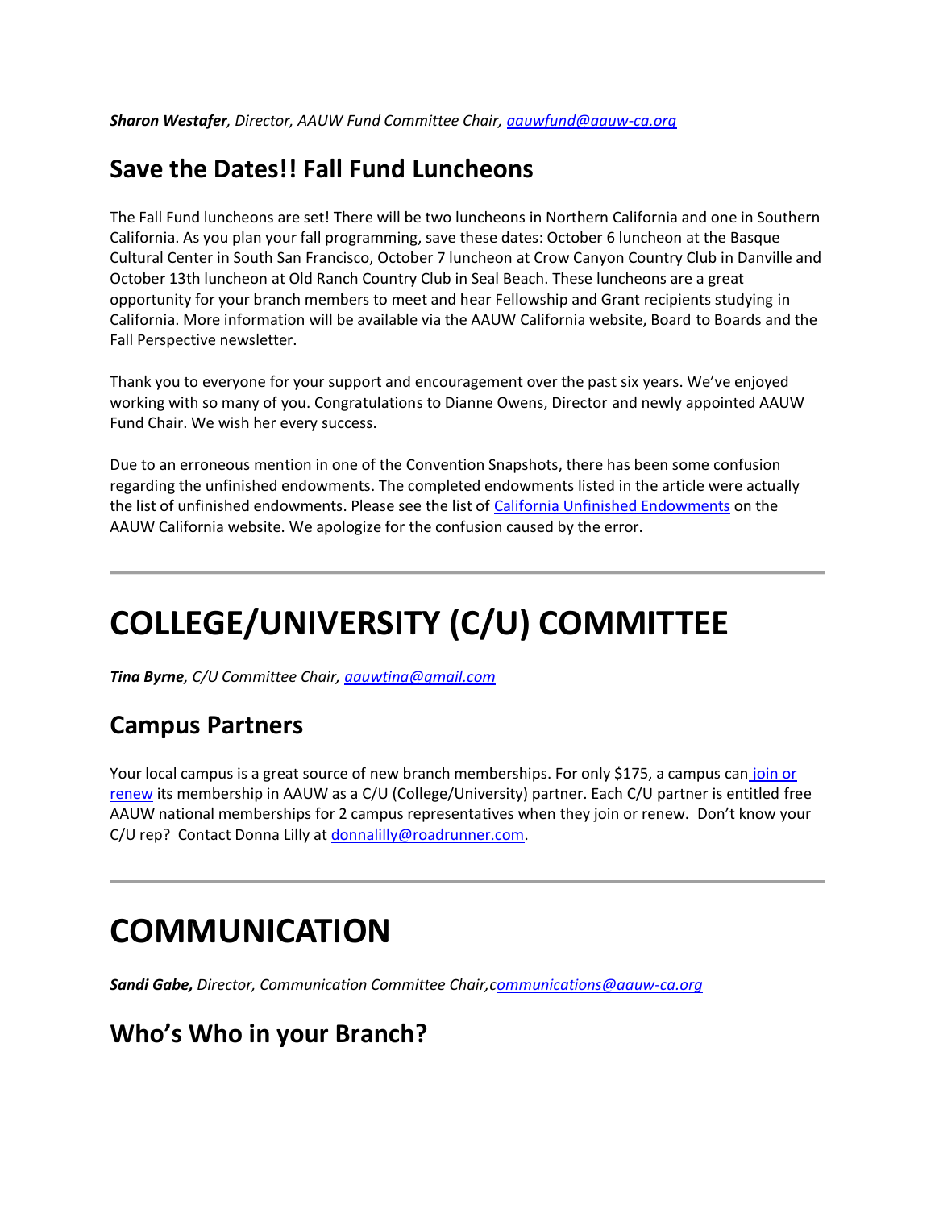***Sharon Westafer****, Director, AAUW Fund Committee Chair, aauwfund@aauw-ca.org*

## Save the Dates!! Fall Fund Luncheons

The Fall Fund luncheons are set! There will be two luncheons in Northern California and one in Southern California. As you plan your fall programming, save these dates: October 6 luncheon at the Basque Cultural Center in South San Francisco, October 7 luncheon at Crow Canyon Country Club in Danville and October 13th luncheon at Old Ranch Country Club in Seal Beach. These luncheons are a great opportunity for your branch members to meet and hear Fellowship and Grant recipients studying in California. More information will be available via the AAUW California website, Board to Boards and the Fall Perspective newsletter.

Thank you to everyone for your support and encouragement over the past six years. We've enjoyed working with so many of you. Congratulations to Dianne Owens, Director and newly appointed AAUW Fund Chair. We wish her every success.

Due to an erroneous mention in one of the Convention Snapshots, there has been some confusion regarding the unfinished endowments. The completed endowments listed in the article were actually the list of unfinished endowments. Please see the list of California Unfinished Endowments on the AAUW California website. We apologize for the confusion caused by the error.

---

# COLLEGE/UNIVERSITY (C/U) COMMITTEE

***Tina Byrne****, C/U Committee Chair, aauwtina@gmail.com*

## Campus Partners

Your local campus is a great source of new branch memberships. For only $175, a campus can join or renew its membership in AAUW as a C/U (College/University) partner. Each C/U partner is entitled free AAUW national memberships for 2 campus representatives when they join or renew. Don't know your C/U rep? Contact Donna Lilly at donnalilly@roadrunner.com.

---

# COMMUNICATION

***Sandi Gabe,*** *Director, Communication Committee Chair, communications@aauw-ca.org*

## Who's Who in your Branch?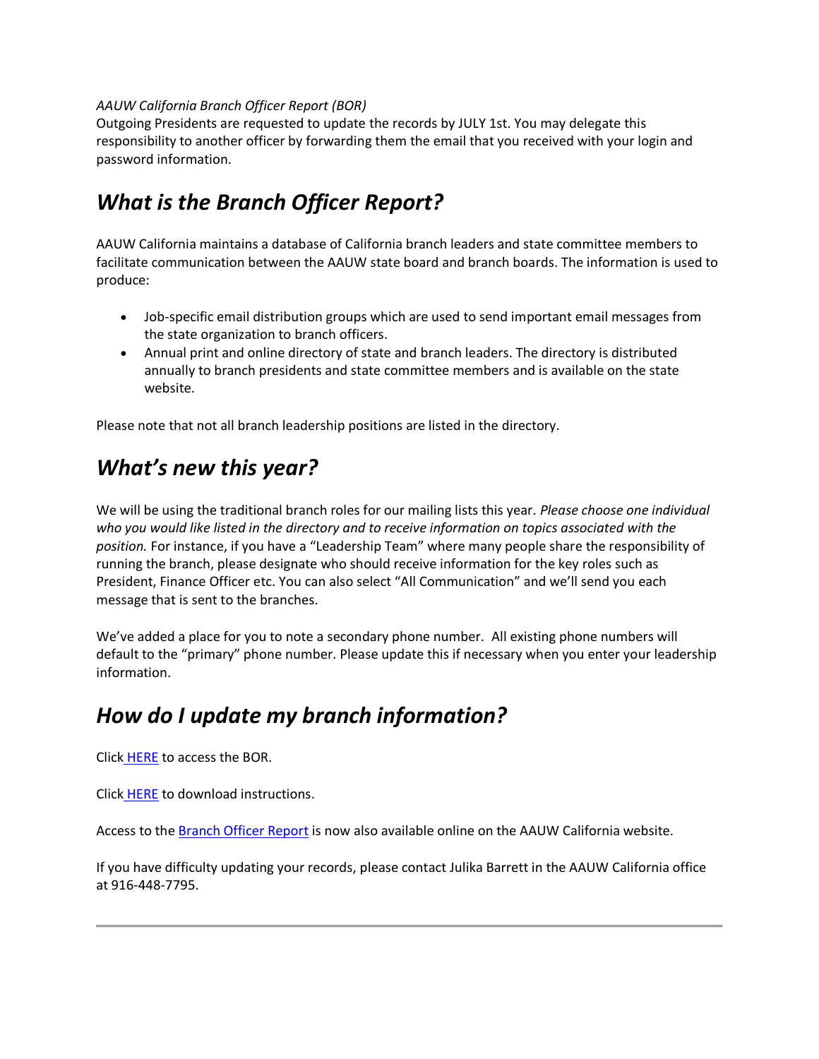*AAUW California Branch Officer Report (BOR)*
Outgoing Presidents are requested to update the records by JULY 1st. You may delegate this responsibility to another officer by forwarding them the email that you received with your login and password information.

## *What is the Branch Officer Report?*

AAUW California maintains a database of California branch leaders and state committee members to facilitate communication between the AAUW state board and branch boards. The information is used to produce:

- Job-specific email distribution groups which are used to send important email messages from the state organization to branch officers.
- Annual print and online directory of state and branch leaders. The directory is distributed annually to branch presidents and state committee members and is available on the state website.

Please note that not all branch leadership positions are listed in the directory.

## *What's new this year?*

We will be using the traditional branch roles for our mailing lists this year. *Please choose one individual who you would like listed in the directory and to receive information on topics associated with the position.* For instance, if you have a "Leadership Team" where many people share the responsibility of running the branch, please designate who should receive information for the key roles such as President, Finance Officer etc. You can also select "All Communication" and we'll send you each message that is sent to the branches.

We've added a place for you to note a secondary phone number. All existing phone numbers will default to the "primary" phone number. Please update this if necessary when you enter your leadership information.

## *How do I update my branch information?*

Click HERE to access the BOR.

Click HERE to download instructions.

Access to the Branch Officer Report is now also available online on the AAUW California website.

If you have difficulty updating your records, please contact Julika Barrett in the AAUW California office at 916-448-7795.

---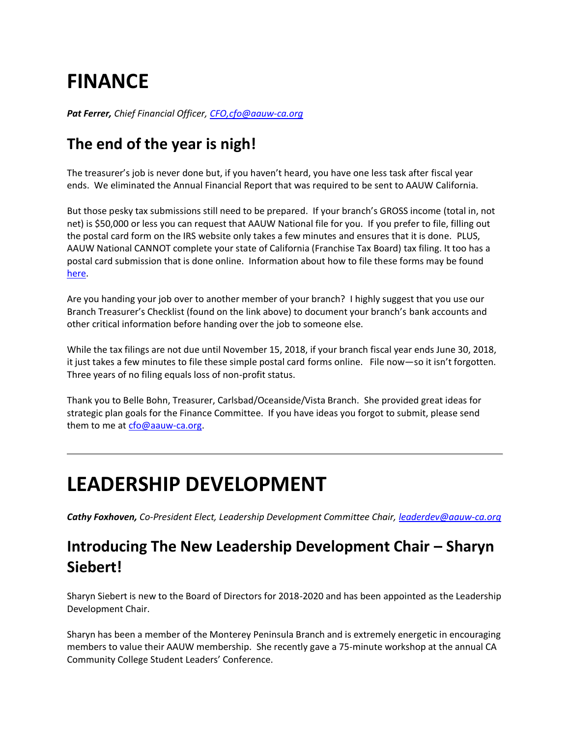# FINANCE

***Pat Ferrer,*** *Chief Financial Officer, [CFO,cfo@aauw-ca.org](mailto:cfo@aauw-ca.org)*

## The end of the year is nigh!

The treasurer's job is never done but, if you haven't heard, you have one less task after fiscal year ends. We eliminated the Annual Financial Report that was required to be sent to AAUW California.

But those pesky tax submissions still need to be prepared. If your branch's GROSS income (total in, not net) is $50,000 or less you can request that AAUW National file for you. If you prefer to file, filling out the postal card form on the IRS website only takes a few minutes and ensures that it is done. PLUS, AAUW National CANNOT complete your state of California (Franchise Tax Board) tax filing. It too has a postal card submission that is done online. Information about how to file these forms may be found [here](#).

Are you handing your job over to another member of your branch? I highly suggest that you use our Branch Treasurer's Checklist (found on the link above) to document your branch's bank accounts and other critical information before handing over the job to someone else.

While the tax filings are not due until November 15, 2018, if your branch fiscal year ends June 30, 2018, it just takes a few minutes to file these simple postal card forms online. File now—so it isn't forgotten. Three years of no filing equals loss of non-profit status.

Thank you to Belle Bohn, Treasurer, Carlsbad/Oceanside/Vista Branch. She provided great ideas for strategic plan goals for the Finance Committee. If you have ideas you forgot to submit, please send them to me at [cfo@aauw-ca.org](mailto:cfo@aauw-ca.org).

---

# LEADERSHIP DEVELOPMENT

***Cathy Foxhoven,*** *Co-President Elect, Leadership Development Committee Chair, [leaderdev@aauw-ca.org](mailto:leaderdev@aauw-ca.org)*

## Introducing The New Leadership Development Chair – Sharyn Siebert!

Sharyn Siebert is new to the Board of Directors for 2018-2020 and has been appointed as the Leadership Development Chair.

Sharyn has been a member of the Monterey Peninsula Branch and is extremely energetic in encouraging members to value their AAUW membership. She recently gave a 75-minute workshop at the annual CA Community College Student Leaders' Conference.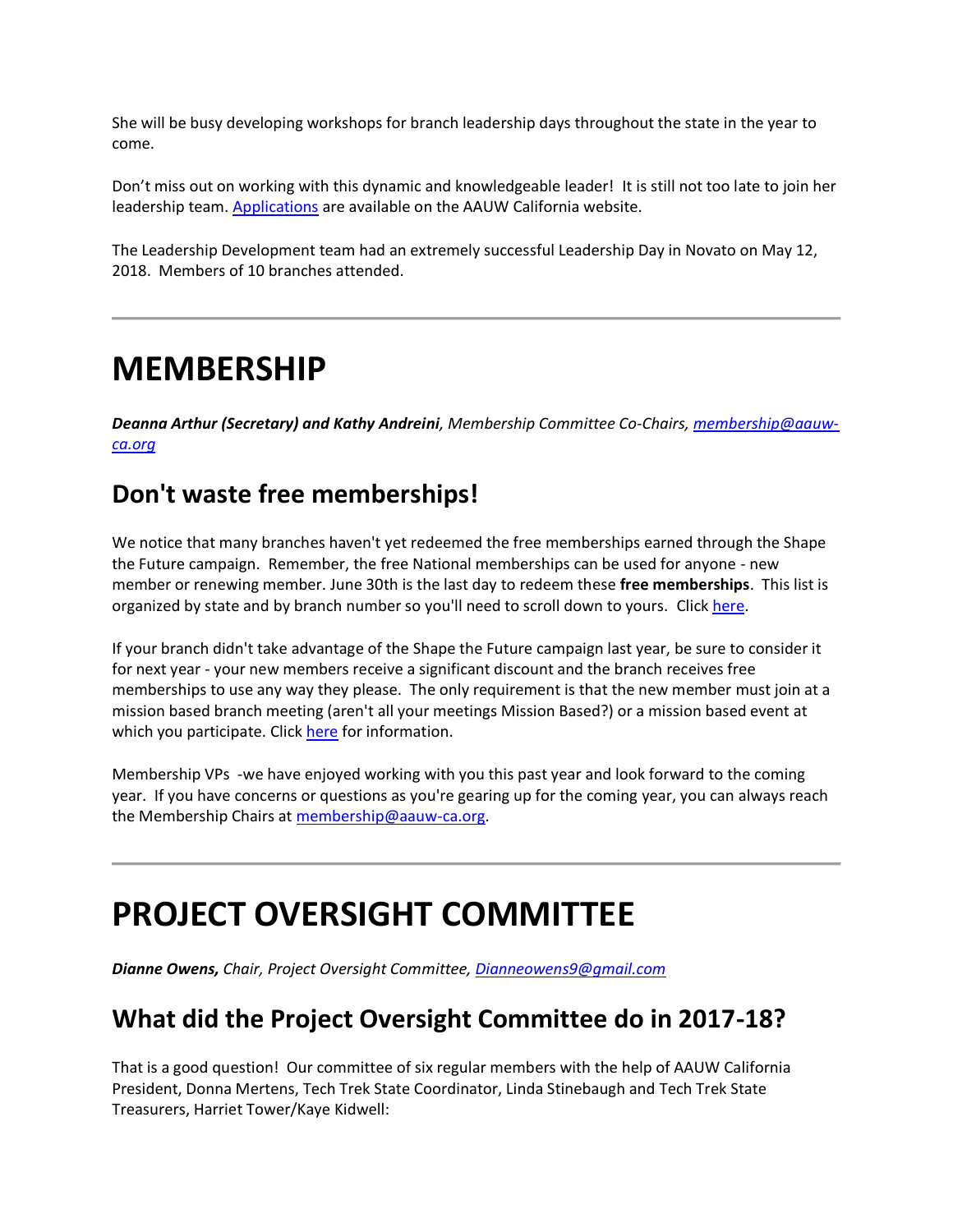She will be busy developing workshops for branch leadership days throughout the state in the year to come.

Don't miss out on working with this dynamic and knowledgeable leader! It is still not too late to join her leadership team. [Applications](#) are available on the AAUW California website.

The Leadership Development team had an extremely successful Leadership Day in Novato on May 12, 2018. Members of 10 branches attended.

---

# MEMBERSHIP

***Deanna Arthur (Secretary) and Kathy Andreini****, Membership Committee Co-Chairs, [membership@aauw-ca.org](mailto:membership@aauw-ca.org)*

## Don't waste free memberships!

We notice that many branches haven't yet redeemed the free memberships earned through the Shape the Future campaign. Remember, the free National memberships can be used for anyone - new member or renewing member. June 30th is the last day to redeem these **free memberships**. This list is organized by state and by branch number so you'll need to scroll down to yours. Click [here](#).

If your branch didn't take advantage of the Shape the Future campaign last year, be sure to consider it for next year - your new members receive a significant discount and the branch receives free memberships to use any way they please. The only requirement is that the new member must join at a mission based branch meeting (aren't all your meetings Mission Based?) or a mission based event at which you participate. Click [here](#) for information.

Membership VPs -we have enjoyed working with you this past year and look forward to the coming year. If you have concerns or questions as you're gearing up for the coming year, you can always reach the Membership Chairs at [membership@aauw-ca.org](mailto:membership@aauw-ca.org).

---

# PROJECT OVERSIGHT COMMITTEE

***Dianne Owens,*** *Chair, Project Oversight Committee, [Dianneowens9@gmail.com](mailto:Dianneowens9@gmail.com)*

## What did the Project Oversight Committee do in 2017-18?

That is a good question! Our committee of six regular members with the help of AAUW California President, Donna Mertens, Tech Trek State Coordinator, Linda Stinebaugh and Tech Trek State Treasurers, Harriet Tower/Kaye Kidwell: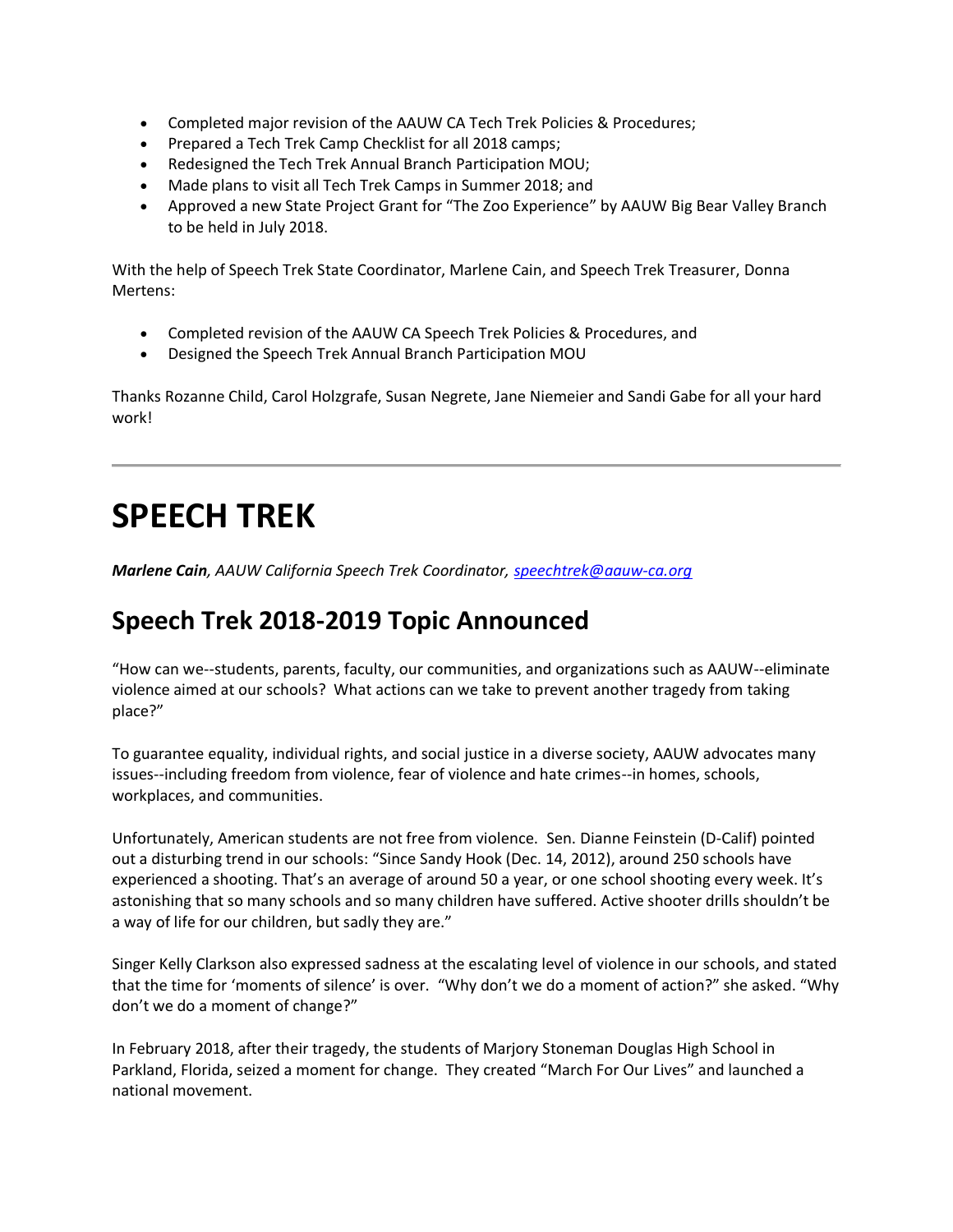- Completed major revision of the AAUW CA Tech Trek Policies & Procedures;
- Prepared a Tech Trek Camp Checklist for all 2018 camps;
- Redesigned the Tech Trek Annual Branch Participation MOU;
- Made plans to visit all Tech Trek Camps in Summer 2018; and
- Approved a new State Project Grant for "The Zoo Experience" by AAUW Big Bear Valley Branch to be held in July 2018.

With the help of Speech Trek State Coordinator, Marlene Cain, and Speech Trek Treasurer, Donna Mertens:

- Completed revision of the AAUW CA Speech Trek Policies & Procedures, and
- Designed the Speech Trek Annual Branch Participation MOU

Thanks Rozanne Child, Carol Holzgrafe, Susan Negrete, Jane Niemeier and Sandi Gabe for all your hard work!

---

# SPEECH TREK

***Marlene Cain**, AAUW California Speech Trek Coordinator, speechtrek@aauw-ca.org*

## Speech Trek 2018-2019 Topic Announced

"How can we--students, parents, faculty, our communities, and organizations such as AAUW--eliminate violence aimed at our schools? What actions can we take to prevent another tragedy from taking place?"

To guarantee equality, individual rights, and social justice in a diverse society, AAUW advocates many issues--including freedom from violence, fear of violence and hate crimes--in homes, schools, workplaces, and communities.

Unfortunately, American students are not free from violence. Sen. Dianne Feinstein (D-Calif) pointed out a disturbing trend in our schools: "Since Sandy Hook (Dec. 14, 2012), around 250 schools have experienced a shooting. That's an average of around 50 a year, or one school shooting every week. It's astonishing that so many schools and so many children have suffered. Active shooter drills shouldn't be a way of life for our children, but sadly they are."

Singer Kelly Clarkson also expressed sadness at the escalating level of violence in our schools, and stated that the time for 'moments of silence' is over. "Why don't we do a moment of action?" she asked. "Why don't we do a moment of change?"

In February 2018, after their tragedy, the students of Marjory Stoneman Douglas High School in Parkland, Florida, seized a moment for change. They created "March For Our Lives" and launched a national movement.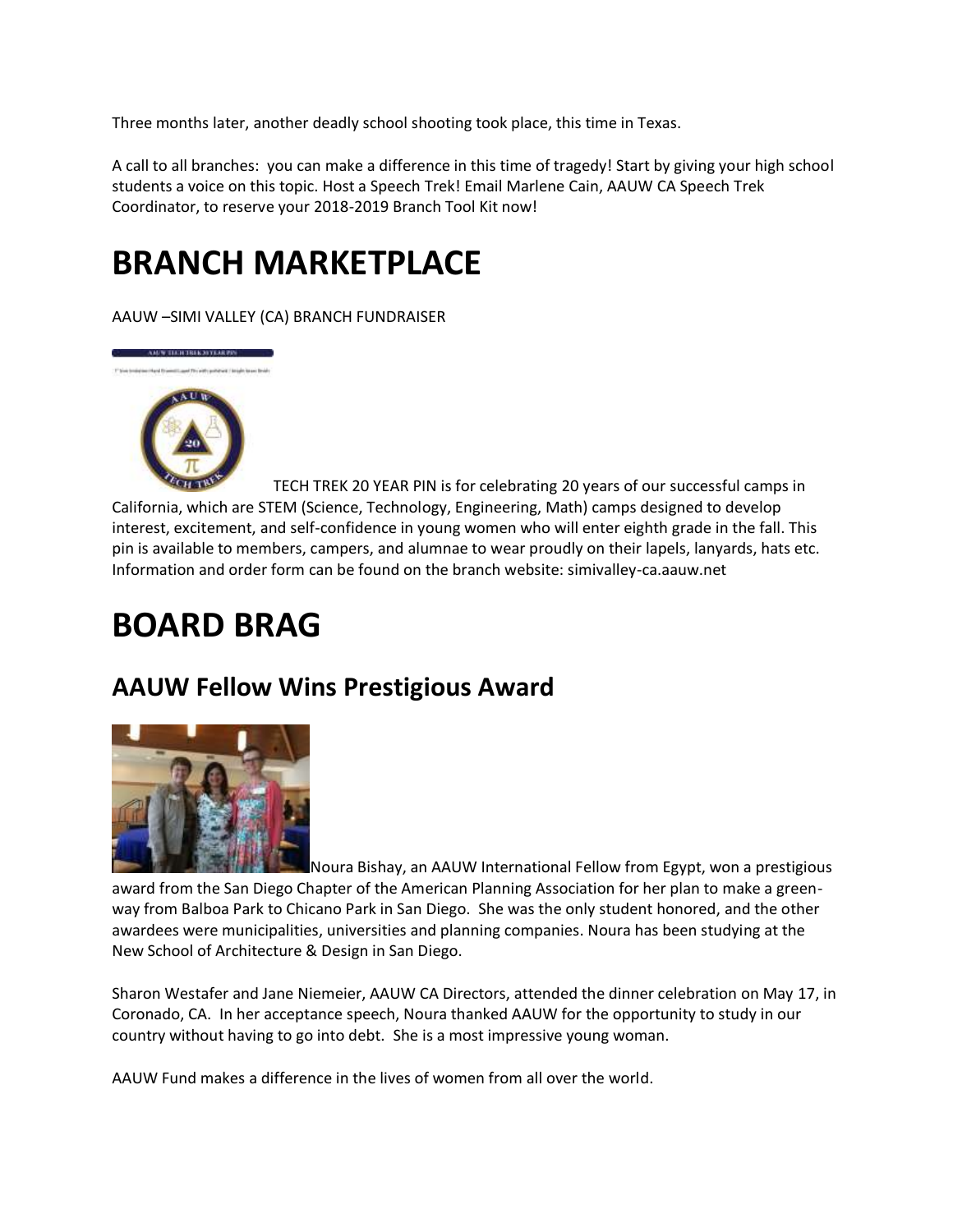Three months later, another deadly school shooting took place, this time in Texas.

A call to all branches: you can make a difference in this time of tragedy! Start by giving your high school students a voice on this topic. Host a Speech Trek! Email Marlene Cain, AAUW CA Speech Trek Coordinator, to reserve your 2018-2019 Branch Tool Kit now!

# BRANCH MARKETPLACE

AAUW –SIMI VALLEY (CA) BRANCH FUNDRAISER

TECH TREK 20 YEAR PIN is for celebrating 20 years of our successful camps in California, which are STEM (Science, Technology, Engineering, Math) camps designed to develop interest, excitement, and self-confidence in young women who will enter eighth grade in the fall. This pin is available to members, campers, and alumnae to wear proudly on their lapels, lanyards, hats etc. Information and order form can be found on the branch website: simivalley-ca.aauw.net

# BOARD BRAG

## AAUW Fellow Wins Prestigious Award

Noura Bishay, an AAUW International Fellow from Egypt, won a prestigious award from the San Diego Chapter of the American Planning Association for her plan to make a green-way from Balboa Park to Chicano Park in San Diego. She was the only student honored, and the other awardees were municipalities, universities and planning companies. Noura has been studying at the New School of Architecture & Design in San Diego.

Sharon Westafer and Jane Niemeier, AAUW CA Directors, attended the dinner celebration on May 17, in Coronado, CA. In her acceptance speech, Noura thanked AAUW for the opportunity to study in our country without having to go into debt. She is a most impressive young woman.

AAUW Fund makes a difference in the lives of women from all over the world.